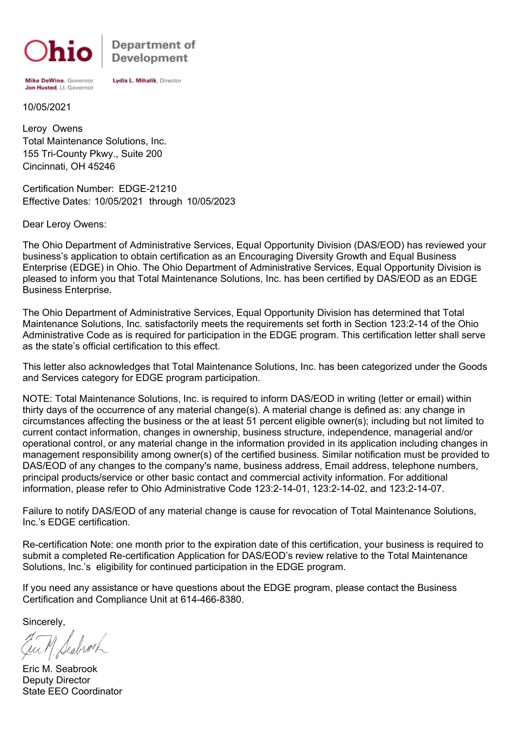Ohio | Department of Development

**Mike DeWine**, Governor
**Jon Husted**, Lt. Governor

**Lydia L. Mihalik**, Director

10/05/2021

Leroy Owens
Total Maintenance Solutions, Inc.
155 Tri-County Pkwy., Suite 200
Cincinnati, OH 45246

Certification Number: EDGE-21210
Effective Dates: 10/05/2021 through 10/05/2023

Dear Leroy Owens:

The Ohio Department of Administrative Services, Equal Opportunity Division (DAS/EOD) has reviewed your business's application to obtain certification as an Encouraging Diversity Growth and Equal Business Enterprise (EDGE) in Ohio. The Ohio Department of Administrative Services, Equal Opportunity Division is pleased to inform you that Total Maintenance Solutions, Inc. has been certified by DAS/EOD as an EDGE Business Enterprise.

The Ohio Department of Administrative Services, Equal Opportunity Division has determined that Total Maintenance Solutions, Inc. satisfactorily meets the requirements set forth in Section 123:2-14 of the Ohio Administrative Code as is required for participation in the EDGE program. This certification letter shall serve as the state's official certification to this effect.

This letter also acknowledges that Total Maintenance Solutions, Inc. has been categorized under the Goods and Services category for EDGE program participation.

NOTE: Total Maintenance Solutions, Inc. is required to inform DAS/EOD in writing (letter or email) within thirty days of the occurrence of any material change(s). A material change is defined as: any change in circumstances affecting the business or the at least 51 percent eligible owner(s); including but not limited to current contact information, changes in ownership, business structure, independence, managerial and/or operational control, or any material change in the information provided in its application including changes in management responsibility among owner(s) of the certified business. Similar notification must be provided to DAS/EOD of any changes to the company's name, business address, Email address, telephone numbers, principal products/service or other basic contact and commercial activity information. For additional information, please refer to Ohio Administrative Code 123:2-14-01, 123:2-14-02, and 123:2-14-07.

Failure to notify DAS/EOD of any material change is cause for revocation of Total Maintenance Solutions, Inc.'s EDGE certification.

Re-certification Note: one month prior to the expiration date of this certification, your business is required to submit a completed Re-certification Application for DAS/EOD's review relative to the Total Maintenance Solutions, Inc.'s eligibility for continued participation in the EDGE program.

If you need any assistance or have questions about the EDGE program, please contact the Business Certification and Compliance Unit at 614-466-8380.

Sincerely,

Eric M. Seabrook
Deputy Director
State EEO Coordinator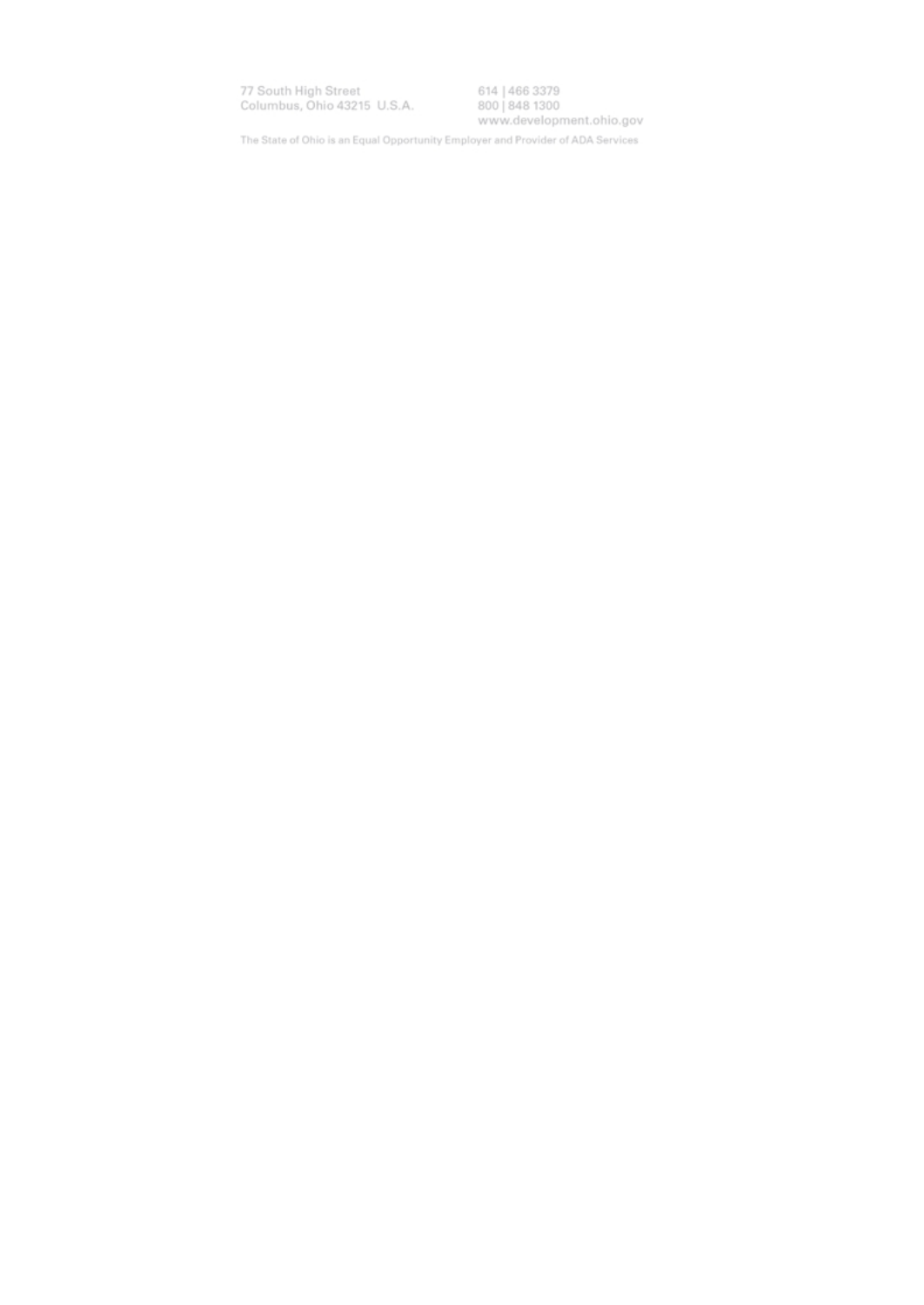77 South High Street
Columbus, Ohio 43215 U.S.A.

614 | 466 3379
800 | 848 1300
www.development.ohio.gov

The State of Ohio is an Equal Opportunity Employer and Provider of ADA Services